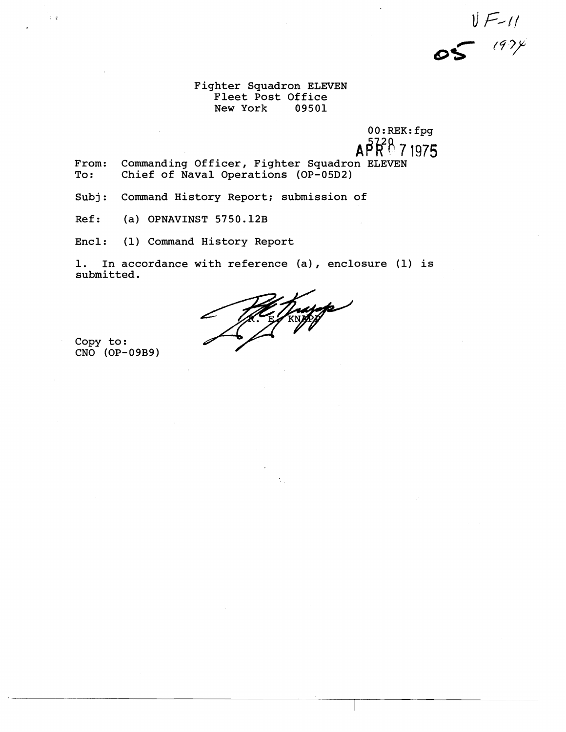VF-11
05 1974

Fighter Squadron ELEVEN
Fleet Post Office
New York 09501

00:REK:fpg
5720
APR 07 1975

From: Commanding Officer, Fighter Squadron ELEVEN
To: Chief of Naval Operations (OP-05D2)

Subj: Command History Report; submission of

Ref: (a) OPNAVINST 5750.12B

Encl: (1) Command History Report

1. In accordance with reference (a), enclosure (1) is submitted.

R. E. KNAPP

Copy to:
CNO (OP-09B9)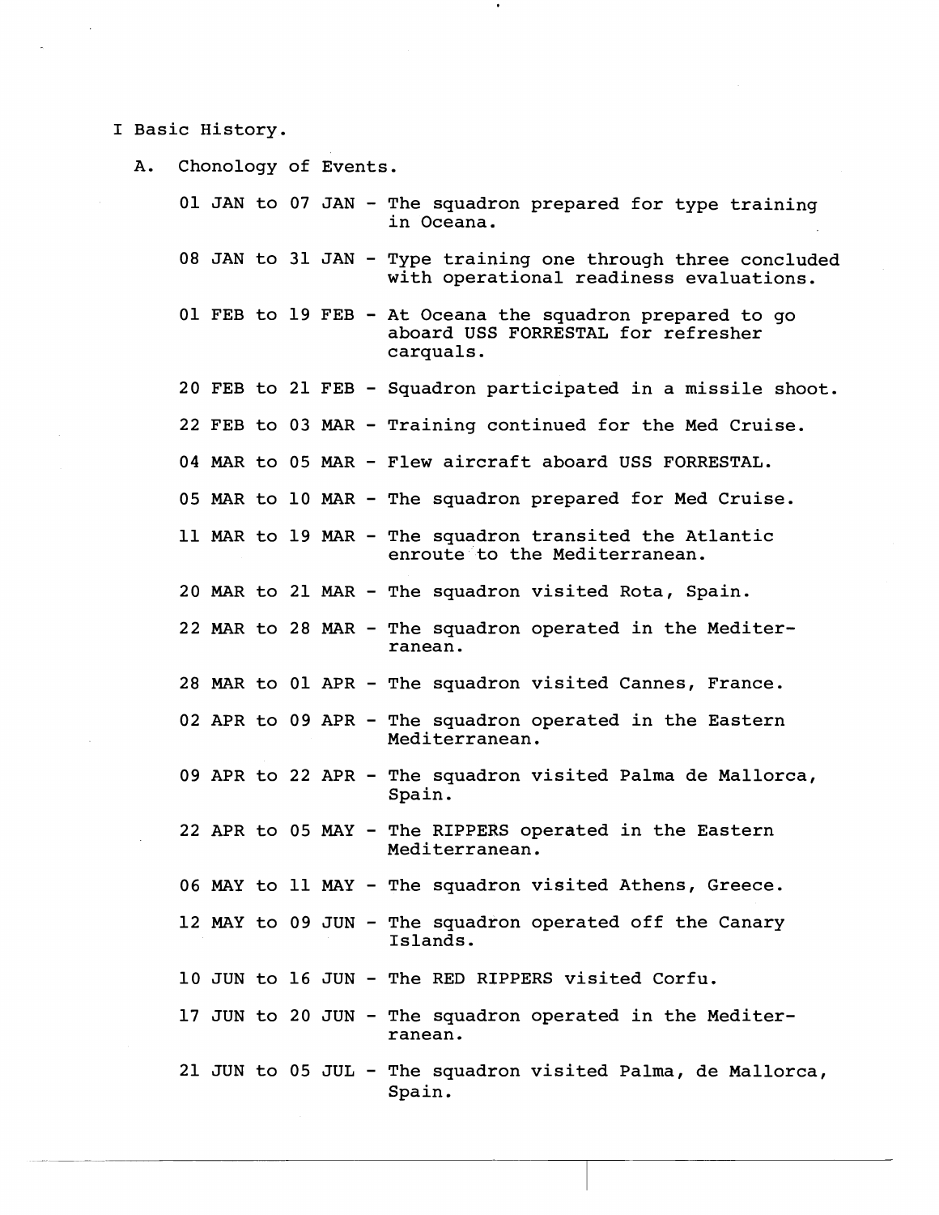# I Basic History.

## A. Chonology of Events.

01 JAN to 07 JAN - The squadron prepared for type training in Oceana.

08 JAN to 31 JAN - Type training one through three concluded with operational readiness evaluations.

01 FEB to 19 FEB - At Oceana the squadron prepared to go aboard USS FORRESTAL for refresher carquals.

20 FEB to 21 FEB - Squadron participated in a missile shoot.

22 FEB to 03 MAR - Training continued for the Med Cruise.

04 MAR to 05 MAR - Flew aircraft aboard USS FORRESTAL.

05 MAR to 10 MAR - The squadron prepared for Med Cruise.

11 MAR to 19 MAR - The squadron transited the Atlantic enroute to the Mediterranean.

20 MAR to 21 MAR - The squadron visited Rota, Spain.

22 MAR to 28 MAR - The squadron operated in the Mediterranean.

28 MAR to 01 APR - The squadron visited Cannes, France.

02 APR to 09 APR - The squadron operated in the Eastern Mediterranean.

09 APR to 22 APR - The squadron visited Palma de Mallorca, Spain.

22 APR to 05 MAY - The RIPPERS operated in the Eastern Mediterranean.

06 MAY to 11 MAY - The squadron visited Athens, Greece.

12 MAY to 09 JUN - The squadron operated off the Canary Islands.

10 JUN to 16 JUN - The RED RIPPERS visited Corfu.

17 JUN to 20 JUN - The squadron operated in the Mediterranean.

21 JUN to 05 JUL - The squadron visited Palma, de Mallorca, Spain.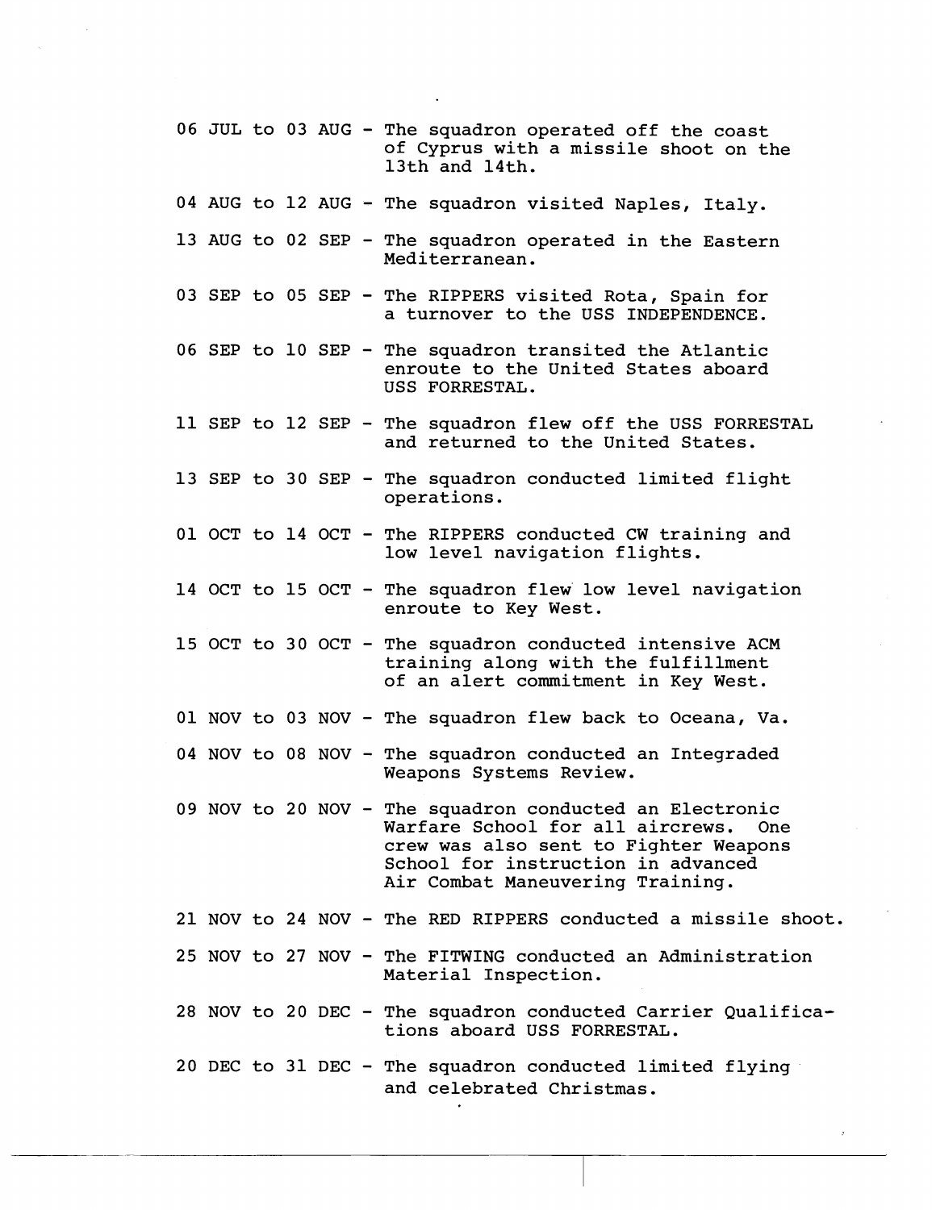06 JUL to 03 AUG - The squadron operated off the coast of Cyprus with a missile shoot on the 13th and 14th.

04 AUG to 12 AUG - The squadron visited Naples, Italy.

13 AUG to 02 SEP - The squadron operated in the Eastern Mediterranean.

03 SEP to 05 SEP - The RIPPERS visited Rota, Spain for a turnover to the USS INDEPENDENCE.

06 SEP to 10 SEP - The squadron transited the Atlantic enroute to the United States aboard USS FORRESTAL.

11 SEP to 12 SEP - The squadron flew off the USS FORRESTAL and returned to the United States.

13 SEP to 30 SEP - The squadron conducted limited flight operations.

01 OCT to 14 OCT - The RIPPERS conducted CW training and low level navigation flights.

14 OCT to 15 OCT - The squadron flew low level navigation enroute to Key West.

15 OCT to 30 OCT - The squadron conducted intensive ACM training along with the fulfillment of an alert commitment in Key West.

01 NOV to 03 NOV - The squadron flew back to Oceana, Va.

04 NOV to 08 NOV - The squadron conducted an Integraded Weapons Systems Review.

09 NOV to 20 NOV - The squadron conducted an Electronic Warfare School for all aircrews. One crew was also sent to Fighter Weapons School for instruction in advanced Air Combat Maneuvering Training.

21 NOV to 24 NOV - The RED RIPPERS conducted a missile shoot.

25 NOV to 27 NOV - The FITWING conducted an Administration Material Inspection.

28 NOV to 20 DEC - The squadron conducted Carrier Qualifications aboard USS FORRESTAL.

20 DEC to 31 DEC - The squadron conducted limited flying and celebrated Christmas.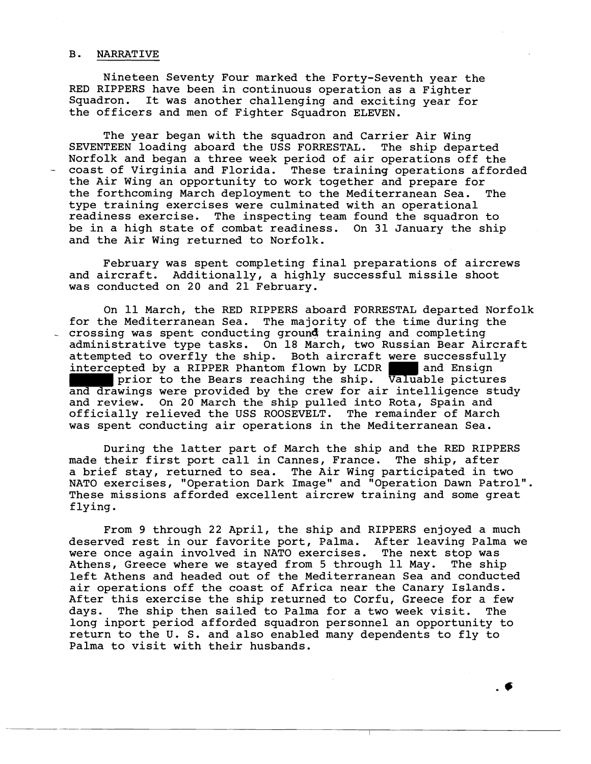## B. NARRATIVE

Nineteen Seventy Four marked the Forty-Seventh year the RED RIPPERS have been in continuous operation as a Fighter Squadron. It was another challenging and exciting year for the officers and men of Fighter Squadron ELEVEN.

The year began with the squadron and Carrier Air Wing SEVENTEEN loading aboard the USS FORRESTAL. The ship departed Norfolk and began a three week period of air operations off the coast of Virginia and Florida. These training operations afforded the Air Wing an opportunity to work together and prepare for the forthcoming March deployment to the Mediterranean Sea. The type training exercises were culminated with an operational readiness exercise. The inspecting team found the squadron to be in a high state of combat readiness. On 31 January the ship and the Air Wing returned to Norfolk.

February was spent completing final preparations of aircrews and aircraft. Additionally, a highly successful missile shoot was conducted on 20 and 21 February.

On 11 March, the RED RIPPERS aboard FORRESTAL departed Norfolk for the Mediterranean Sea. The majority of the time during the crossing was spent conducting ground training and completing administrative type tasks. On 18 March, two Russian Bear Aircraft attempted to overfly the ship. Both aircraft were successfully intercepted by a RIPPER Phantom flown by LCDR ████ and Ensign ██████ prior to the Bears reaching the ship. Valuable pictures and drawings were provided by the crew for air intelligence study and review. On 20 March the ship pulled into Rota, Spain and officially relieved the USS ROOSEVELT. The remainder of March was spent conducting air operations in the Mediterranean Sea.

During the latter part of March the ship and the RED RIPPERS made their first port call in Cannes, France. The ship, after a brief stay, returned to sea. The Air Wing participated in two NATO exercises, "Operation Dark Image" and "Operation Dawn Patrol". These missions afforded excellent aircrew training and some great flying.

From 9 through 22 April, the ship and RIPPERS enjoyed a much deserved rest in our favorite port, Palma. After leaving Palma we were once again involved in NATO exercises. The next stop was Athens, Greece where we stayed from 5 through 11 May. The ship left Athens and headed out of the Mediterranean Sea and conducted air operations off the coast of Africa near the Canary Islands. After this exercise the ship returned to Corfu, Greece for a few days. The ship then sailed to Palma for a two week visit. The long inport period afforded squadron personnel an opportunity to return to the U. S. and also enabled many dependents to fly to Palma to visit with their husbands.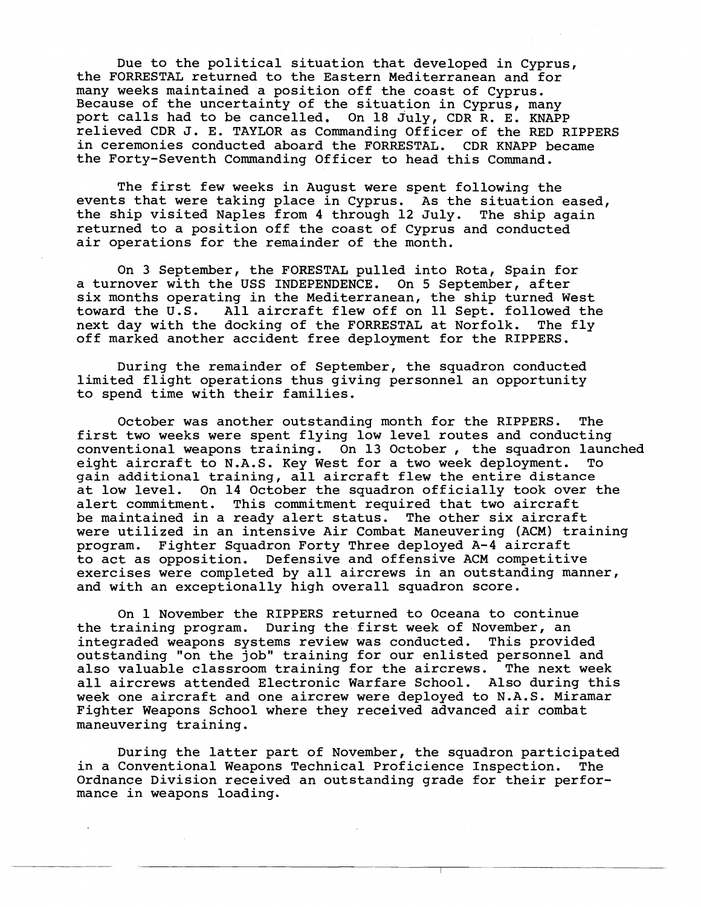Due to the political situation that developed in Cyprus, the FORRESTAL returned to the Eastern Mediterranean and for many weeks maintained a position off the coast of Cyprus. Because of the uncertainty of the situation in Cyprus, many port calls had to be cancelled. On 18 July, CDR R. E. KNAPP relieved CDR J. E. TAYLOR as Commanding Officer of the RED RIPPERS in ceremonies conducted aboard the FORRESTAL. CDR KNAPP became the Forty-Seventh Commanding Officer to head this Command.

The first few weeks in August were spent following the events that were taking place in Cyprus. As the situation eased, the ship visited Naples from 4 through 12 July. The ship again returned to a position off the coast of Cyprus and conducted air operations for the remainder of the month.

On 3 September, the FORESTAL pulled into Rota, Spain for a turnover with the USS INDEPENDENCE. On 5 September, after six months operating in the Mediterranean, the ship turned West toward the U.S. All aircraft flew off on 11 Sept. followed the next day with the docking of the FORRESTAL at Norfolk. The fly off marked another accident free deployment for the RIPPERS.

During the remainder of September, the squadron conducted limited flight operations thus giving personnel an opportunity to spend time with their families.

October was another outstanding month for the RIPPERS. The first two weeks were spent flying low level routes and conducting conventional weapons training. On 13 October , the squadron launched eight aircraft to N.A.S. Key West for a two week deployment. To gain additional training, all aircraft flew the entire distance at low level. On 14 October the squadron officially took over the alert commitment. This commitment required that two aircraft be maintained in a ready alert status. The other six aircraft were utilized in an intensive Air Combat Maneuvering (ACM) training program. Fighter Squadron Forty Three deployed A-4 aircraft to act as opposition. Defensive and offensive ACM competitive exercises were completed by all aircrews in an outstanding manner, and with an exceptionally high overall squadron score.

On 1 November the RIPPERS returned to Oceana to continue the training program. During the first week of November, an integraded weapons systems review was conducted. This provided outstanding "on the job" training for our enlisted personnel and also valuable classroom training for the aircrews. The next week all aircrews attended Electronic Warfare School. Also during this week one aircraft and one aircrew were deployed to N.A.S. Miramar Fighter Weapons School where they received advanced air combat maneuvering training.

During the latter part of November, the squadron participated in a Conventional Weapons Technical Proficience Inspection. The Ordnance Division received an outstanding grade for their performance in weapons loading.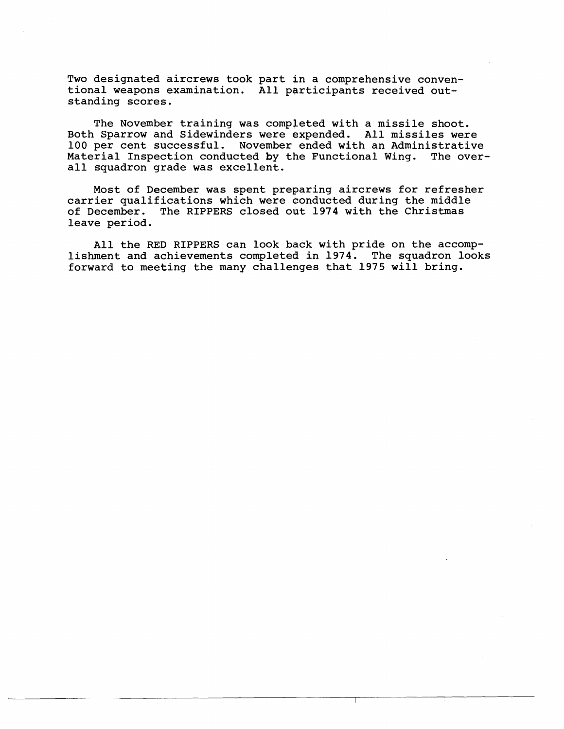Two designated aircrews took part in a comprehensive conventional weapons examination. All participants received outstanding scores.

The November training was completed with a missile shoot. Both Sparrow and Sidewinders were expended. All missiles were 100 per cent successful. November ended with an Administrative Material Inspection conducted by the Functional Wing. The overall squadron grade was excellent.

Most of December was spent preparing aircrews for refresher carrier qualifications which were conducted during the middle of December. The RIPPERS closed out 1974 with the Christmas leave period.

All the RED RIPPERS can look back with pride on the accomplishment and achievements completed in 1974. The squadron looks forward to meeting the many challenges that 1975 will bring.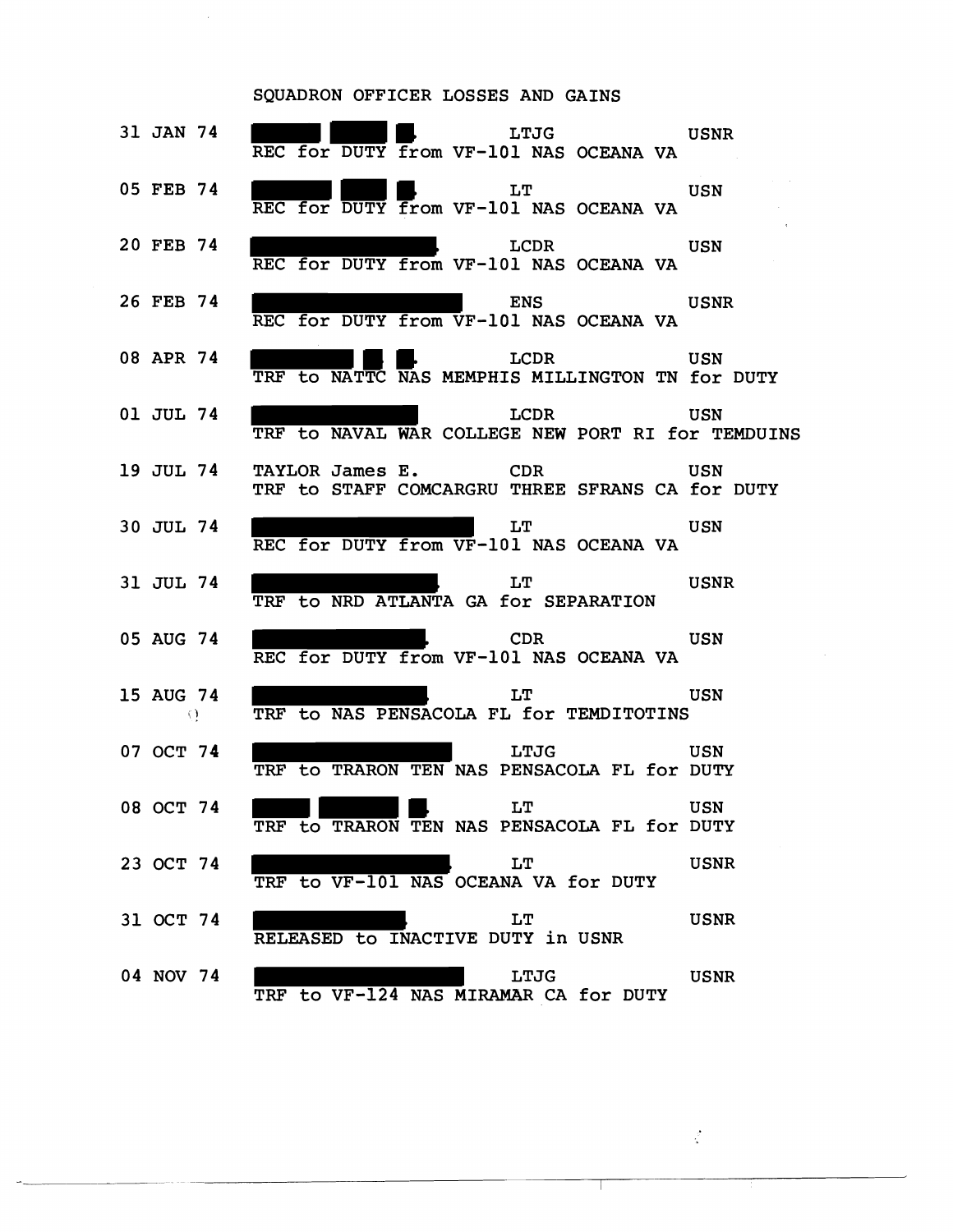# SQUADRON OFFICER LOSSES AND GAINS

| Date | Name | Rank | Component |
|---|---|---|---|
| 31 JAN 74 | [REDACTED] | LTJG | USNR |
| | REC for DUTY from VF-101 NAS OCEANA VA | | |
| 05 FEB 74 | [REDACTED] | LT | USN |
| | REC for DUTY from VF-101 NAS OCEANA VA | | |
| 20 FEB 74 | [REDACTED] | LCDR | USN |
| | REC for DUTY from VF-101 NAS OCEANA VA | | |
| 26 FEB 74 | [REDACTED] | ENS | USNR |
| | REC for DUTY from VF-101 NAS OCEANA VA | | |
| 08 APR 74 | [REDACTED] | LCDR | USN |
| | TRF to NATTC NAS MEMPHIS MILLINGTON TN for DUTY | | |
| 01 JUL 74 | [REDACTED] | LCDR | USN |
| | TRF to NAVAL WAR COLLEGE NEW PORT RI for TEMDUINS | | |
| 19 JUL 74 | TAYLOR James E. | CDR | USN |
| | TRF to STAFF COMCARGRU THREE SFRANS CA for DUTY | | |
| 30 JUL 74 | [REDACTED] | LT | USN |
| | REC for DUTY from VF-101 NAS OCEANA VA | | |
| 31 JUL 74 | [REDACTED] | LT | USNR |
| | TRF to NRD ATLANTA GA for SEPARATION | | |
| 05 AUG 74 | [REDACTED] | CDR | USN |
| | REC for DUTY from VF-101 NAS OCEANA VA | | |
| 15 AUG 74 | [REDACTED] | LT | USN |
| | TRF to NAS PENSACOLA FL for TEMDITOTINS | | |
| 07 OCT 74 | [REDACTED] | LTJG | USN |
| | TRF to TRARON TEN NAS PENSACOLA FL for DUTY | | |
| 08 OCT 74 | [REDACTED] | LT | USN |
| | TRF to TRARON TEN NAS PENSACOLA FL for DUTY | | |
| 23 OCT 74 | [REDACTED] | LT | USNR |
| | TRF to VF-101 NAS OCEANA VA for DUTY | | |
| 31 OCT 74 | [REDACTED] | LT | USNR |
| | RELEASED to INACTIVE DUTY in USNR | | |
| 04 NOV 74 | [REDACTED] | LTJG | USNR |
| | TRF to VF-124 NAS MIRAMAR CA for DUTY | | |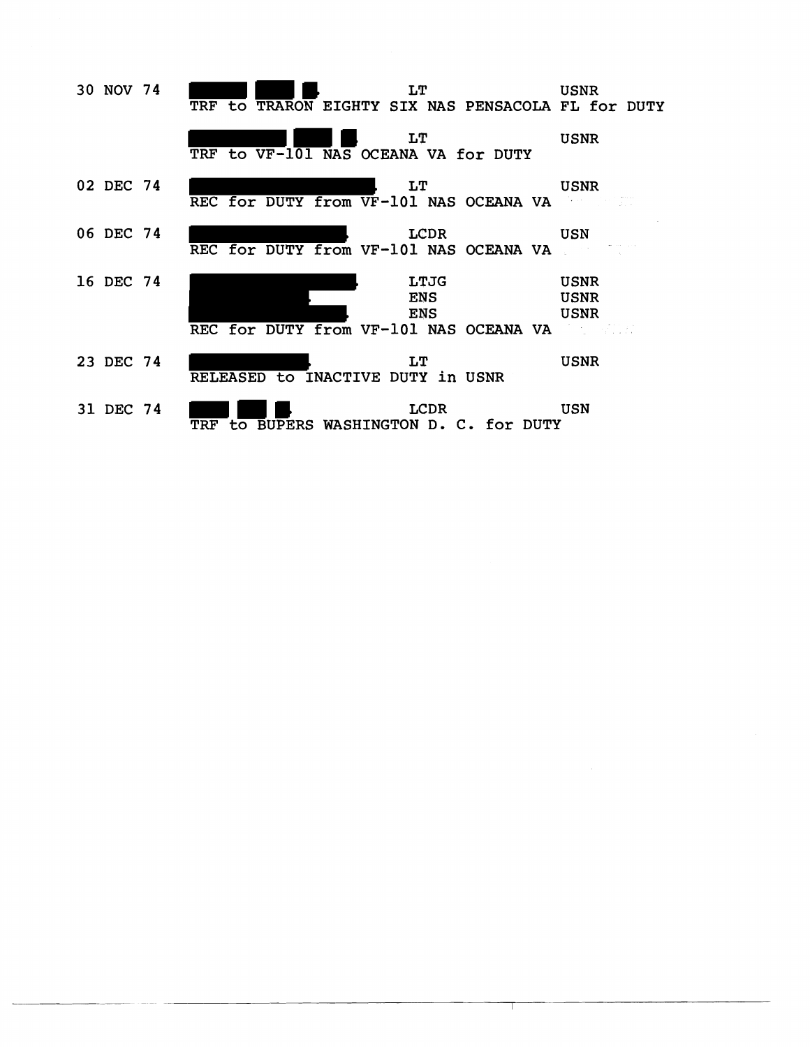| | | | |
|---|---|---|---|
| 30 NOV 74 | ████ ███ █, | LT | USNR |
| | TRF to TRARON EIGHTY SIX NAS PENSACOLA FL for DUTY | | |
| | ██████ ███ █, | LT | USNR |
| | TRF to VF-101 NAS OCEANA VA for DUTY | | |
| 02 DEC 74 | ██████████, | LT | USNR |
| | REC for DUTY from VF-101 NAS OCEANA VA | | |
| 06 DEC 74 | ████████, | LCDR | USN |
| | REC for DUTY from VF-101 NAS OCEANA VA | | |
| 16 DEC 74 | ████████, | LTJG | USNR |
| | ██████, | ENS | USNR |
| | ████████, | ENS | USNR |
| | REC for DUTY from VF-101 NAS OCEANA VA | | |
| 23 DEC 74 | ██████, | LT | USNR |
| | RELEASED to INACTIVE DUTY in USNR | | |
| 31 DEC 74 | ███ ██ █, | LCDR | USN |
| | TRF to BUPERS WASHINGTON D. C. for DUTY | | |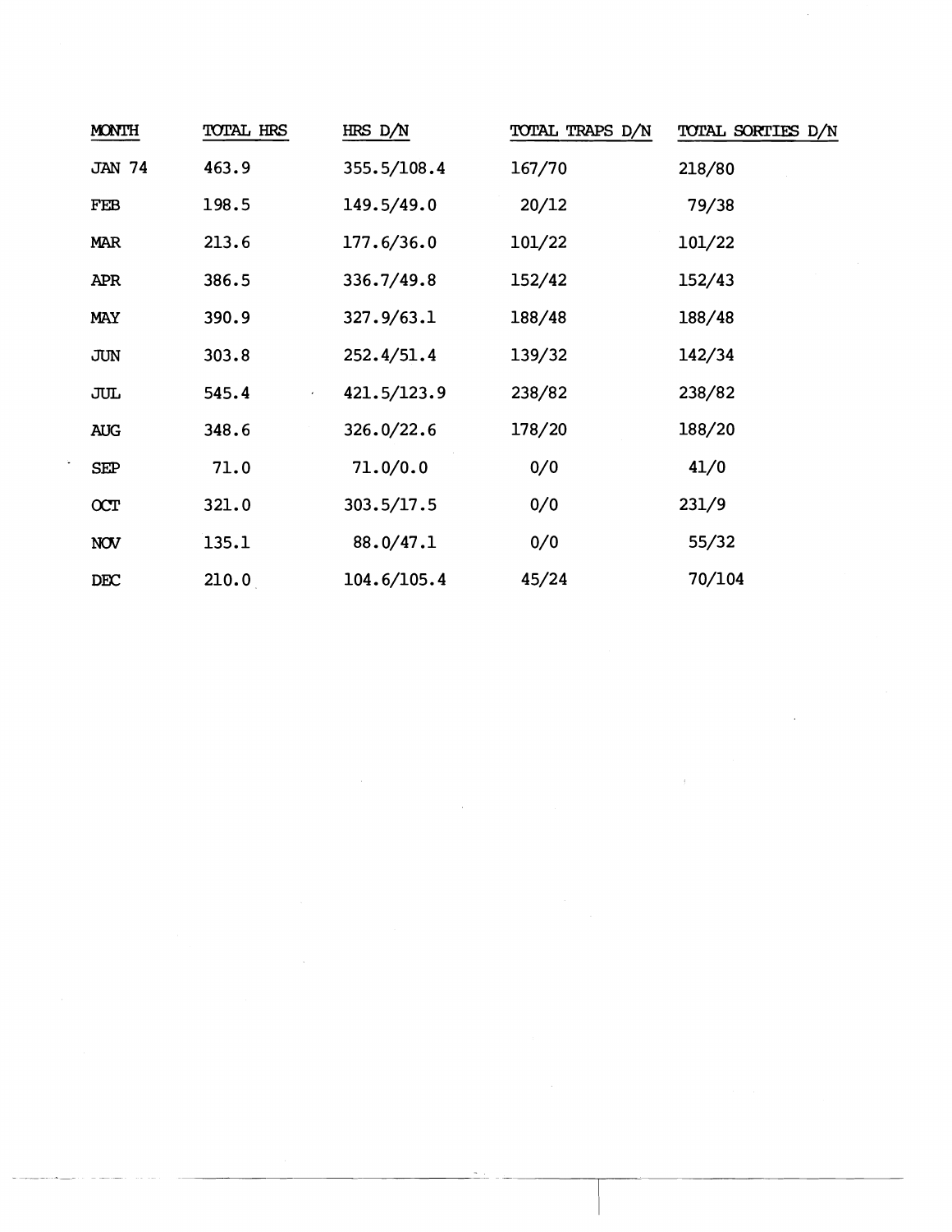| MONTH | TOTAL HRS | HRS D/N | TOTAL TRAPS D/N | TOTAL SORTIES D/N |
|---|---|---|---|---|
| JAN 74 | 463.9 | 355.5/108.4 | 167/70 | 218/80 |
| FEB | 198.5 | 149.5/49.0 | 20/12 | 79/38 |
| MAR | 213.6 | 177.6/36.0 | 101/22 | 101/22 |
| APR | 386.5 | 336.7/49.8 | 152/42 | 152/43 |
| MAY | 390.9 | 327.9/63.1 | 188/48 | 188/48 |
| JUN | 303.8 | 252.4/51.4 | 139/32 | 142/34 |
| JUL | 545.4 | 421.5/123.9 | 238/82 | 238/82 |
| AUG | 348.6 | 326.0/22.6 | 178/20 | 188/20 |
| SEP | 71.0 | 71.0/0.0 | 0/0 | 41/0 |
| OCT | 321.0 | 303.5/17.5 | 0/0 | 231/9 |
| NOV | 135.1 | 88.0/47.1 | 0/0 | 55/32 |
| DEC | 210.0 | 104.6/105.4 | 45/24 | 70/104 |